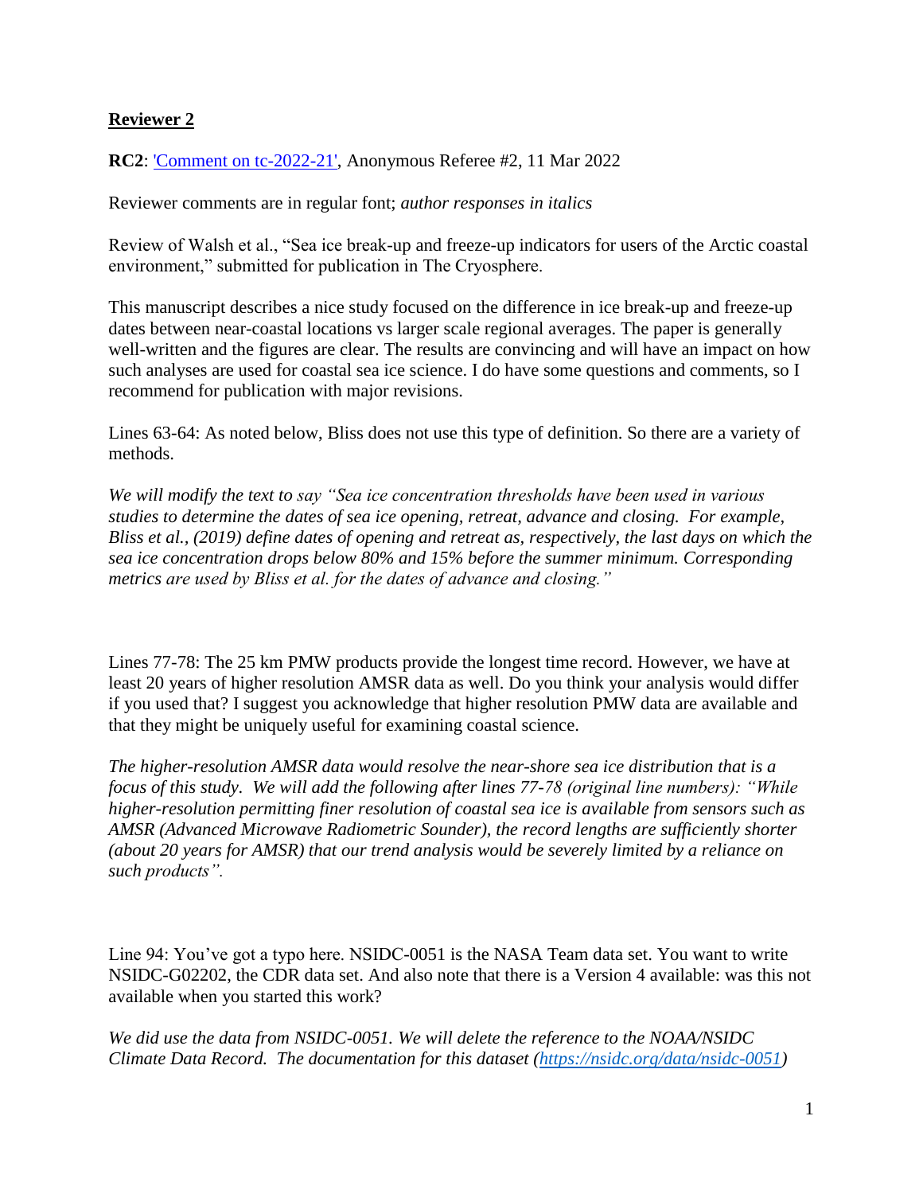**<u>Reviewer 2</u>**

**RC2**: 'Comment on tc-2022-21', Anonymous Referee #2, 11 Mar 2022

Reviewer comments are in regular font; *author responses in italics*

Review of Walsh et al., "Sea ice break-up and freeze-up indicators for users of the Arctic coastal environment," submitted for publication in The Cryosphere.

This manuscript describes a nice study focused on the difference in ice break-up and freeze-up dates between near-coastal locations vs larger scale regional averages. The paper is generally well-written and the figures are clear. The results are convincing and will have an impact on how such analyses are used for coastal sea ice science. I do have some questions and comments, so I recommend for publication with major revisions.

Lines 63-64: As noted below, Bliss does not use this type of definition. So there are a variety of methods.

*We will modify the text to say "Sea ice concentration thresholds have been used in various studies to determine the dates of sea ice opening, retreat, advance and closing. For example, Bliss et al., (2019) define dates of opening and retreat as, respectively, the last days on which the sea ice concentration drops below 80% and 15% before the summer minimum. Corresponding metrics are used by Bliss et al. for the dates of advance and closing."*

Lines 77-78: The 25 km PMW products provide the longest time record. However, we have at least 20 years of higher resolution AMSR data as well. Do you think your analysis would differ if you used that? I suggest you acknowledge that higher resolution PMW data are available and that they might be uniquely useful for examining coastal science.

*The higher-resolution AMSR data would resolve the near-shore sea ice distribution that is a focus of this study. We will add the following after lines 77-78 (original line numbers): "While higher-resolution permitting finer resolution of coastal sea ice is available from sensors such as AMSR (Advanced Microwave Radiometric Sounder), the record lengths are sufficiently shorter (about 20 years for AMSR) that our trend analysis would be severely limited by a reliance on such products".*

Line 94: You've got a typo here. NSIDC-0051 is the NASA Team data set. You want to write NSIDC-G02202, the CDR data set. And also note that there is a Version 4 available: was this not available when you started this work?

*We did use the data from NSIDC-0051. We will delete the reference to the NOAA/NSIDC Climate Data Record. The documentation for this dataset (https://nsidc.org/data/nsidc-0051)*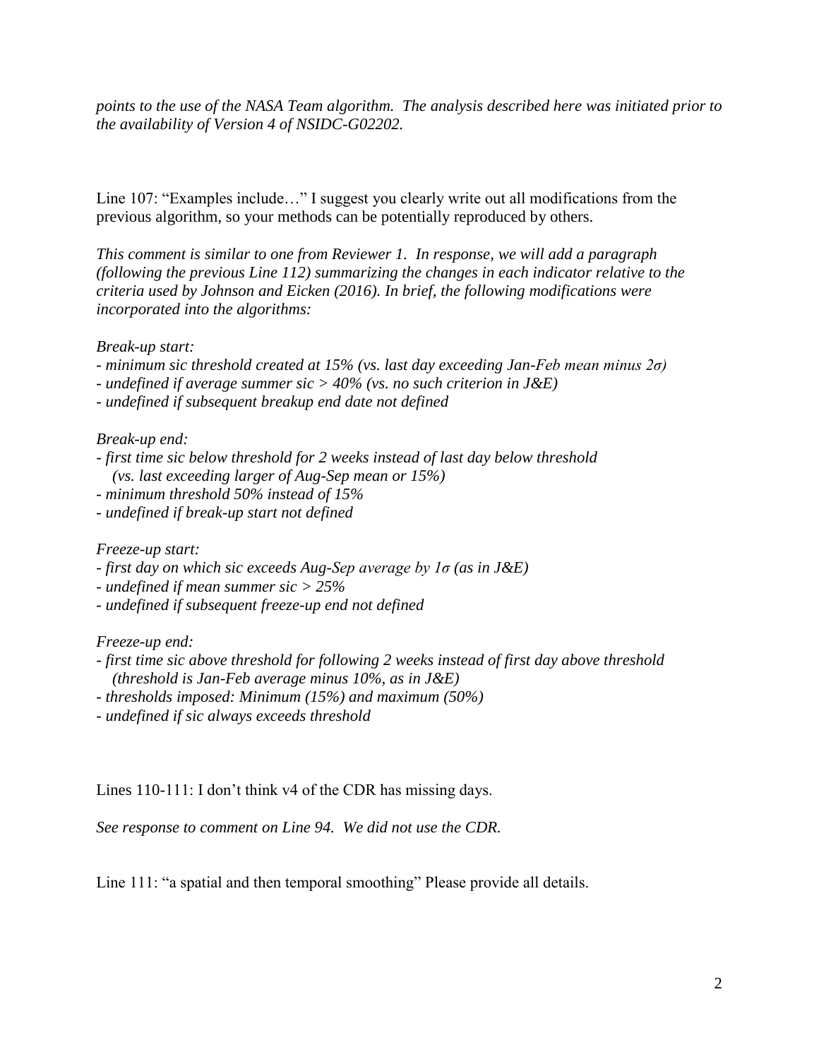*points to the use of the NASA Team algorithm. The analysis described here was initiated prior to the availability of Version 4 of NSIDC-G02202.*

Line 107: "Examples include…" I suggest you clearly write out all modifications from the previous algorithm, so your methods can be potentially reproduced by others.

*This comment is similar to one from Reviewer 1. In response, we will add a paragraph (following the previous Line 112) summarizing the changes in each indicator relative to the criteria used by Johnson and Eicken (2016). In brief, the following modifications were incorporated into the algorithms:*

*Break-up start:*

- *minimum sic threshold created at 15% (vs. last day exceeding Jan-Feb mean minus 2σ)*
- *undefined if average summer sic > 40% (vs. no such criterion in J&E)*
- *undefined if subsequent breakup end date not defined*

*Break-up end:*

- *first time sic below threshold for 2 weeks instead of last day below threshold (vs. last exceeding larger of Aug-Sep mean or 15%)*
- *minimum threshold 50% instead of 15%*
- *undefined if break-up start not defined*

*Freeze-up start:*

- *first day on which sic exceeds Aug-Sep average by 1σ (as in J&E)*
- *undefined if mean summer sic > 25%*
- *undefined if subsequent freeze-up end not defined*

*Freeze-up end:*

- *first time sic above threshold for following 2 weeks instead of first day above threshold (threshold is Jan-Feb average minus 10%, as in J&E)*
- *thresholds imposed: Minimum (15%) and maximum (50%)*
- *undefined if sic always exceeds threshold*

Lines 110-111: I don't think v4 of the CDR has missing days.

*See response to comment on Line 94. We did not use the CDR.*

Line 111: "a spatial and then temporal smoothing" Please provide all details.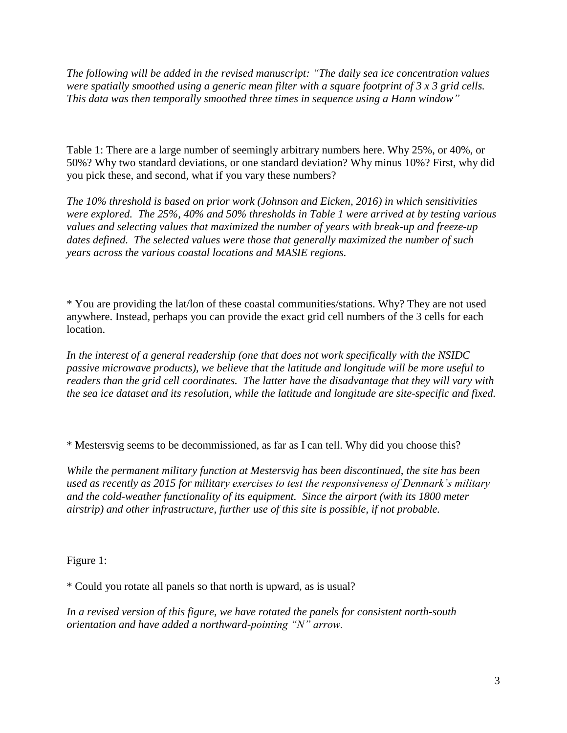*The following will be added in the revised manuscript: "The daily sea ice concentration values were spatially smoothed using a generic mean filter with a square footprint of 3 x 3 grid cells. This data was then temporally smoothed three times in sequence using a Hann window"*

Table 1: There are a large number of seemingly arbitrary numbers here. Why 25%, or 40%, or 50%? Why two standard deviations, or one standard deviation? Why minus 10%? First, why did you pick these, and second, what if you vary these numbers?

*The 10% threshold is based on prior work (Johnson and Eicken, 2016) in which sensitivities were explored. The 25%, 40% and 50% thresholds in Table 1 were arrived at by testing various values and selecting values that maximized the number of years with break-up and freeze-up dates defined. The selected values were those that generally maximized the number of such years across the various coastal locations and MASIE regions.*

* You are providing the lat/lon of these coastal communities/stations. Why? They are not used anywhere. Instead, perhaps you can provide the exact grid cell numbers of the 3 cells for each location.

*In the interest of a general readership (one that does not work specifically with the NSIDC passive microwave products), we believe that the latitude and longitude will be more useful to readers than the grid cell coordinates. The latter have the disadvantage that they will vary with the sea ice dataset and its resolution, while the latitude and longitude are site-specific and fixed.*

* Mestersvig seems to be decommissioned, as far as I can tell. Why did you choose this?

*While the permanent military function at Mestersvig has been discontinued, the site has been used as recently as 2015 for military exercises to test the responsiveness of Denmark's military and the cold-weather functionality of its equipment. Since the airport (with its 1800 meter airstrip) and other infrastructure, further use of this site is possible, if not probable.*

Figure 1:

* Could you rotate all panels so that north is upward, as is usual?

*In a revised version of this figure, we have rotated the panels for consistent north-south orientation and have added a northward-pointing "N" arrow.*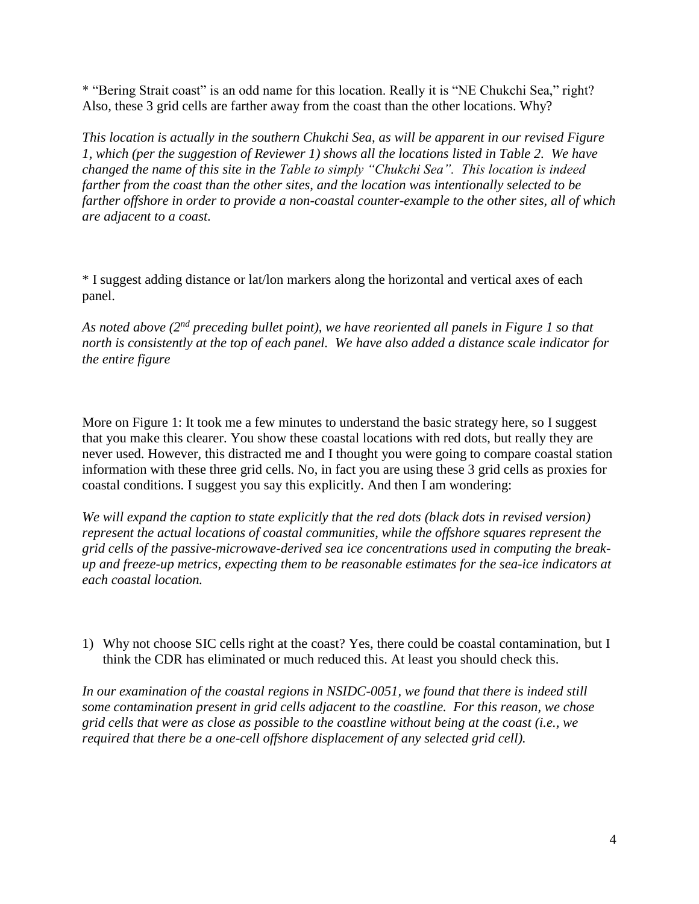* "Bering Strait coast" is an odd name for this location. Really it is "NE Chukchi Sea," right? Also, these 3 grid cells are farther away from the coast than the other locations. Why?

*This location is actually in the southern Chukchi Sea, as will be apparent in our revised Figure 1, which (per the suggestion of Reviewer 1) shows all the locations listed in Table 2. We have changed the name of this site in the Table to simply "Chukchi Sea". This location is indeed farther from the coast than the other sites, and the location was intentionally selected to be farther offshore in order to provide a non-coastal counter-example to the other sites, all of which are adjacent to a coast.*

* I suggest adding distance or lat/lon markers along the horizontal and vertical axes of each panel.

*As noted above (2nd preceding bullet point), we have reoriented all panels in Figure 1 so that north is consistently at the top of each panel. We have also added a distance scale indicator for the entire figure*

More on Figure 1: It took me a few minutes to understand the basic strategy here, so I suggest that you make this clearer. You show these coastal locations with red dots, but really they are never used. However, this distracted me and I thought you were going to compare coastal station information with these three grid cells. No, in fact you are using these 3 grid cells as proxies for coastal conditions. I suggest you say this explicitly. And then I am wondering:

*We will expand the caption to state explicitly that the red dots (black dots in revised version) represent the actual locations of coastal communities, while the offshore squares represent the grid cells of the passive-microwave-derived sea ice concentrations used in computing the break-up and freeze-up metrics, expecting them to be reasonable estimates for the sea-ice indicators at each coastal location.*

1) Why not choose SIC cells right at the coast? Yes, there could be coastal contamination, but I think the CDR has eliminated or much reduced this. At least you should check this.

*In our examination of the coastal regions in NSIDC-0051, we found that there is indeed still some contamination present in grid cells adjacent to the coastline. For this reason, we chose grid cells that were as close as possible to the coastline without being at the coast (i.e., we required that there be a one-cell offshore displacement of any selected grid cell).*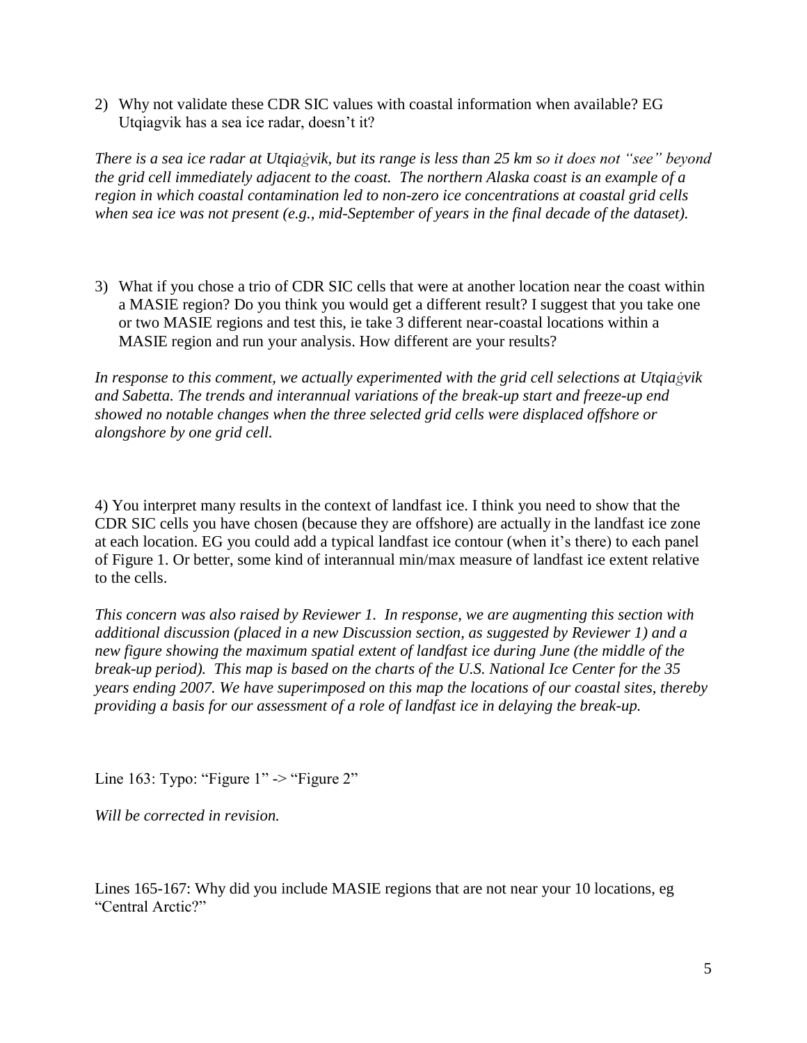2) Why not validate these CDR SIC values with coastal information when available? EG Utqiagvik has a sea ice radar, doesn't it?

*There is a sea ice radar at Utqiaġvik, but its range is less than 25 km so it does not "see" beyond the grid cell immediately adjacent to the coast. The northern Alaska coast is an example of a region in which coastal contamination led to non-zero ice concentrations at coastal grid cells when sea ice was not present (e.g., mid-September of years in the final decade of the dataset).*

3) What if you chose a trio of CDR SIC cells that were at another location near the coast within a MASIE region? Do you think you would get a different result? I suggest that you take one or two MASIE regions and test this, ie take 3 different near-coastal locations within a MASIE region and run your analysis. How different are your results?

*In response to this comment, we actually experimented with the grid cell selections at Utqiaġvik and Sabetta. The trends and interannual variations of the break-up start and freeze-up end showed no notable changes when the three selected grid cells were displaced offshore or alongshore by one grid cell.*

4) You interpret many results in the context of landfast ice. I think you need to show that the CDR SIC cells you have chosen (because they are offshore) are actually in the landfast ice zone at each location. EG you could add a typical landfast ice contour (when it's there) to each panel of Figure 1. Or better, some kind of interannual min/max measure of landfast ice extent relative to the cells.

*This concern was also raised by Reviewer 1. In response, we are augmenting this section with additional discussion (placed in a new Discussion section, as suggested by Reviewer 1) and a new figure showing the maximum spatial extent of landfast ice during June (the middle of the break-up period). This map is based on the charts of the U.S. National Ice Center for the 35 years ending 2007. We have superimposed on this map the locations of our coastal sites, thereby providing a basis for our assessment of a role of landfast ice in delaying the break-up.*

Line 163: Typo: "Figure 1" -> "Figure 2"

*Will be corrected in revision.*

Lines 165-167: Why did you include MASIE regions that are not near your 10 locations, eg "Central Arctic?"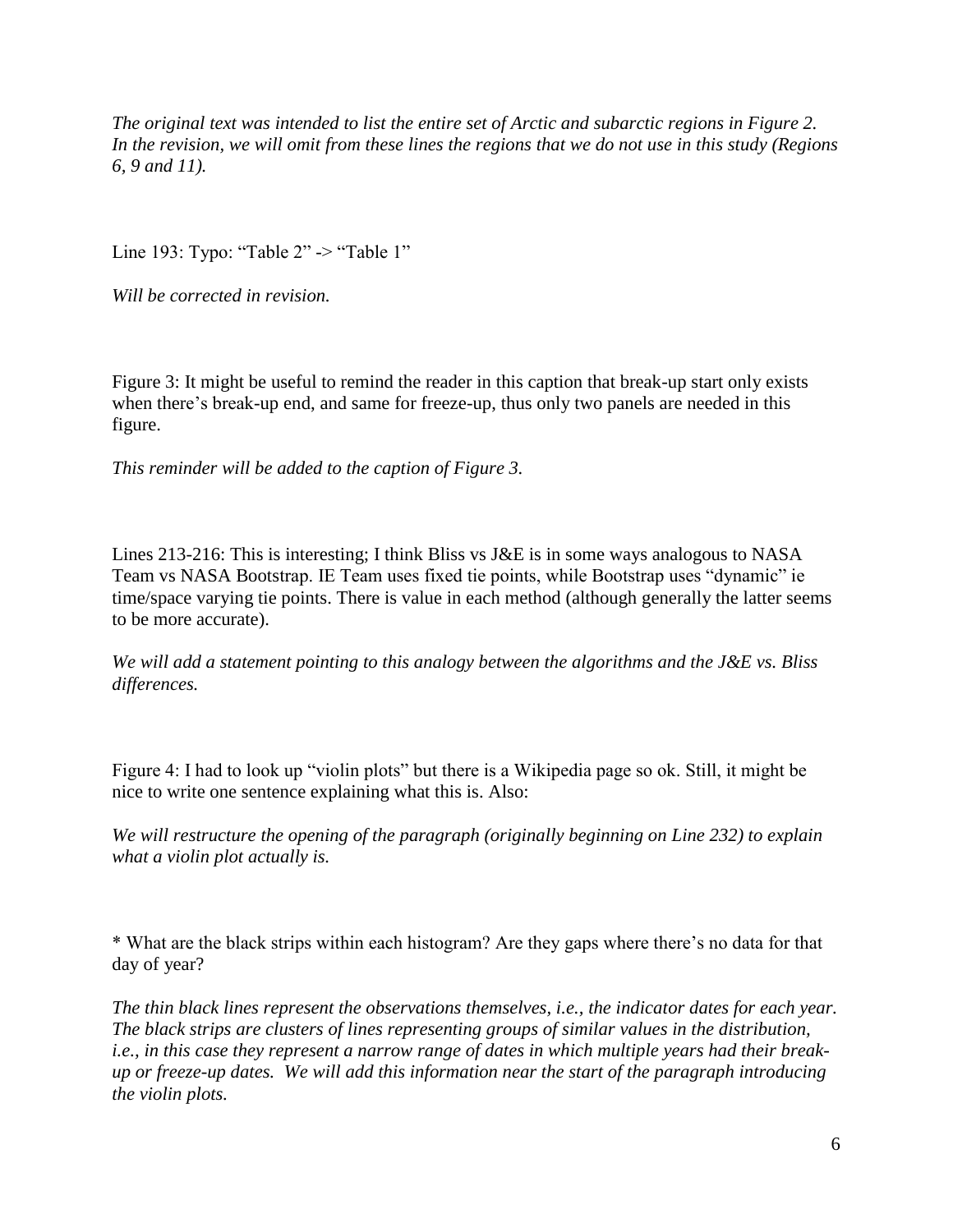*The original text was intended to list the entire set of Arctic and subarctic regions in Figure 2. In the revision, we will omit from these lines the regions that we do not use in this study (Regions 6, 9 and 11).*

Line 193: Typo: "Table 2" -> "Table 1"

*Will be corrected in revision.*

Figure 3: It might be useful to remind the reader in this caption that break-up start only exists when there's break-up end, and same for freeze-up, thus only two panels are needed in this figure.

*This reminder will be added to the caption of Figure 3.*

Lines 213-216: This is interesting; I think Bliss vs J&E is in some ways analogous to NASA Team vs NASA Bootstrap. IE Team uses fixed tie points, while Bootstrap uses "dynamic" ie time/space varying tie points. There is value in each method (although generally the latter seems to be more accurate).

*We will add a statement pointing to this analogy between the algorithms and the J&E vs. Bliss differences.*

Figure 4: I had to look up "violin plots" but there is a Wikipedia page so ok. Still, it might be nice to write one sentence explaining what this is. Also:

*We will restructure the opening of the paragraph (originally beginning on Line 232) to explain what a violin plot actually is.*

* What are the black strips within each histogram? Are they gaps where there's no data for that day of year?

*The thin black lines represent the observations themselves, i.e., the indicator dates for each year. The black strips are clusters of lines representing groups of similar values in the distribution, i.e., in this case they represent a narrow range of dates in which multiple years had their break-up or freeze-up dates. We will add this information near the start of the paragraph introducing the violin plots.*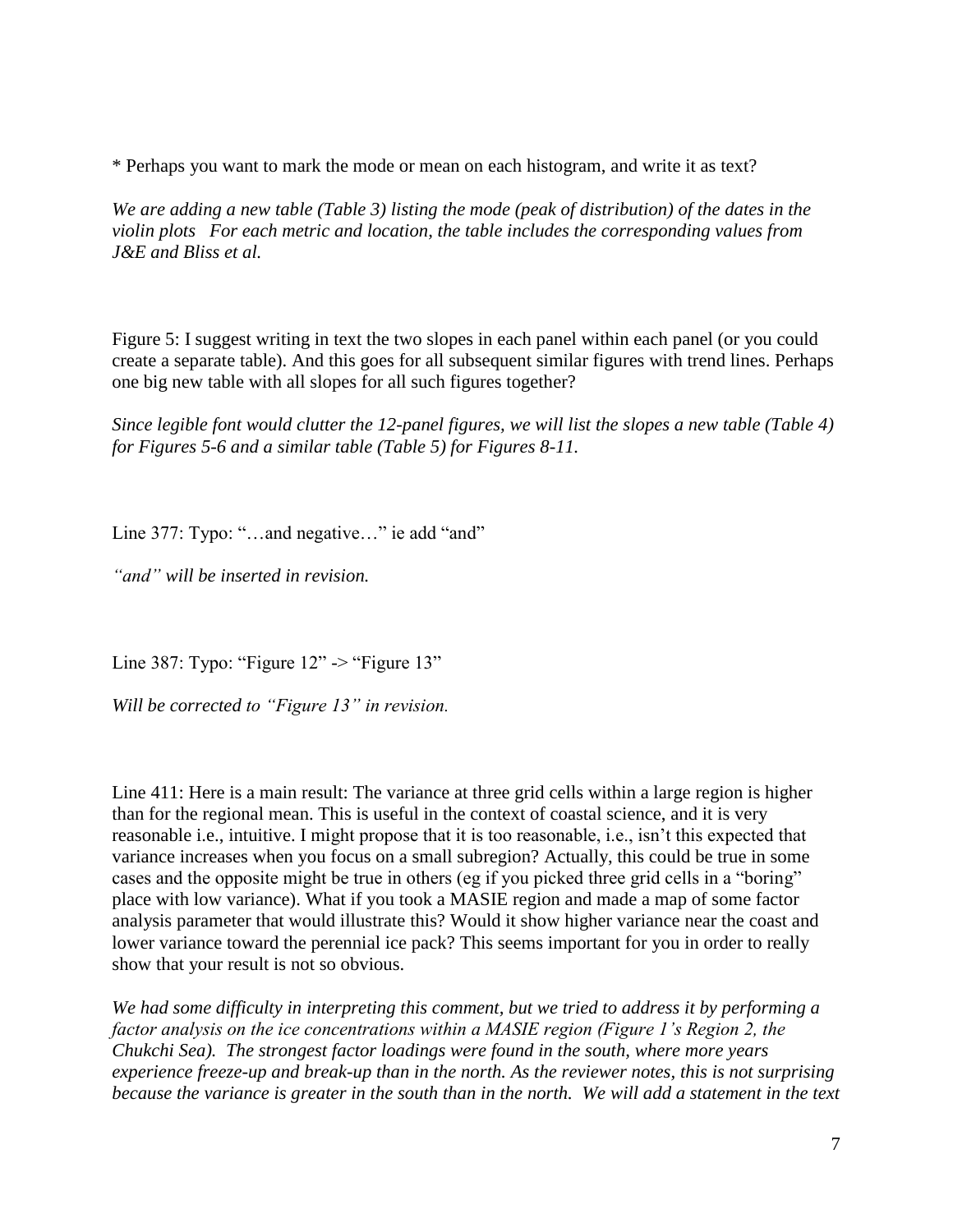* Perhaps you want to mark the mode or mean on each histogram, and write it as text?

*We are adding a new table (Table 3) listing the mode (peak of distribution) of the dates in the violin plots For each metric and location, the table includes the corresponding values from J&E and Bliss et al.*

Figure 5: I suggest writing in text the two slopes in each panel within each panel (or you could create a separate table). And this goes for all subsequent similar figures with trend lines. Perhaps one big new table with all slopes for all such figures together?

*Since legible font would clutter the 12-panel figures, we will list the slopes a new table (Table 4) for Figures 5-6 and a similar table (Table 5) for Figures 8-11.*

Line 377: Typo: "…and negative…" ie add "and"

*"and" will be inserted in revision.*

Line 387: Typo: "Figure 12" -> "Figure 13"

*Will be corrected to "Figure 13" in revision.*

Line 411: Here is a main result: The variance at three grid cells within a large region is higher than for the regional mean. This is useful in the context of coastal science, and it is very reasonable i.e., intuitive. I might propose that it is too reasonable, i.e., isn't this expected that variance increases when you focus on a small subregion? Actually, this could be true in some cases and the opposite might be true in others (eg if you picked three grid cells in a "boring" place with low variance). What if you took a MASIE region and made a map of some factor analysis parameter that would illustrate this? Would it show higher variance near the coast and lower variance toward the perennial ice pack? This seems important for you in order to really show that your result is not so obvious.

*We had some difficulty in interpreting this comment, but we tried to address it by performing a factor analysis on the ice concentrations within a MASIE region (Figure 1's Region 2, the Chukchi Sea). The strongest factor loadings were found in the south, where more years experience freeze-up and break-up than in the north. As the reviewer notes, this is not surprising because the variance is greater in the south than in the north. We will add a statement in the text*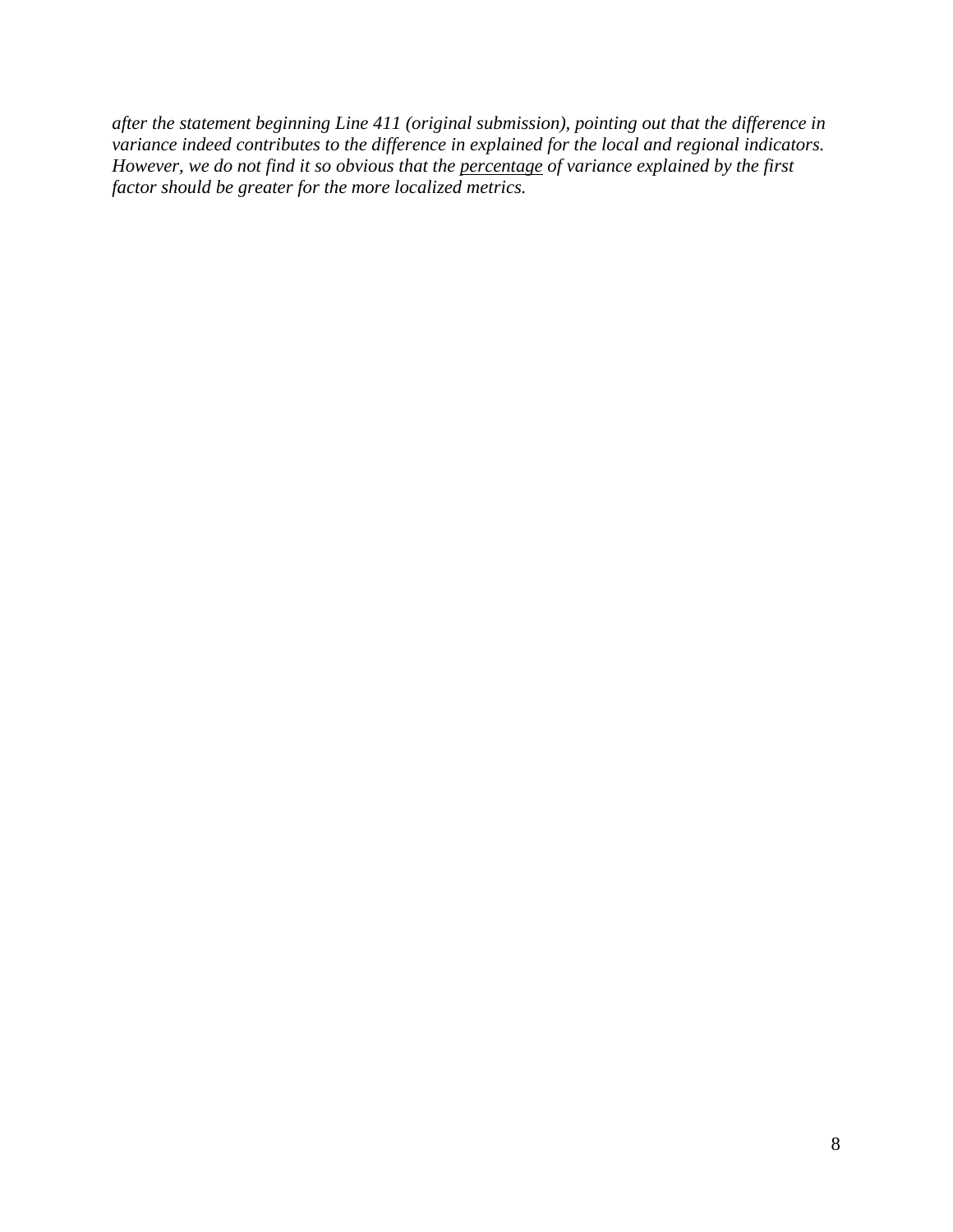*after the statement beginning Line 411 (original submission), pointing out that the difference in variance indeed contributes to the difference in explained for the local and regional indicators. However, we do not find it so obvious that the <u>percentage</u> of variance explained by the first factor should be greater for the more localized metrics.*